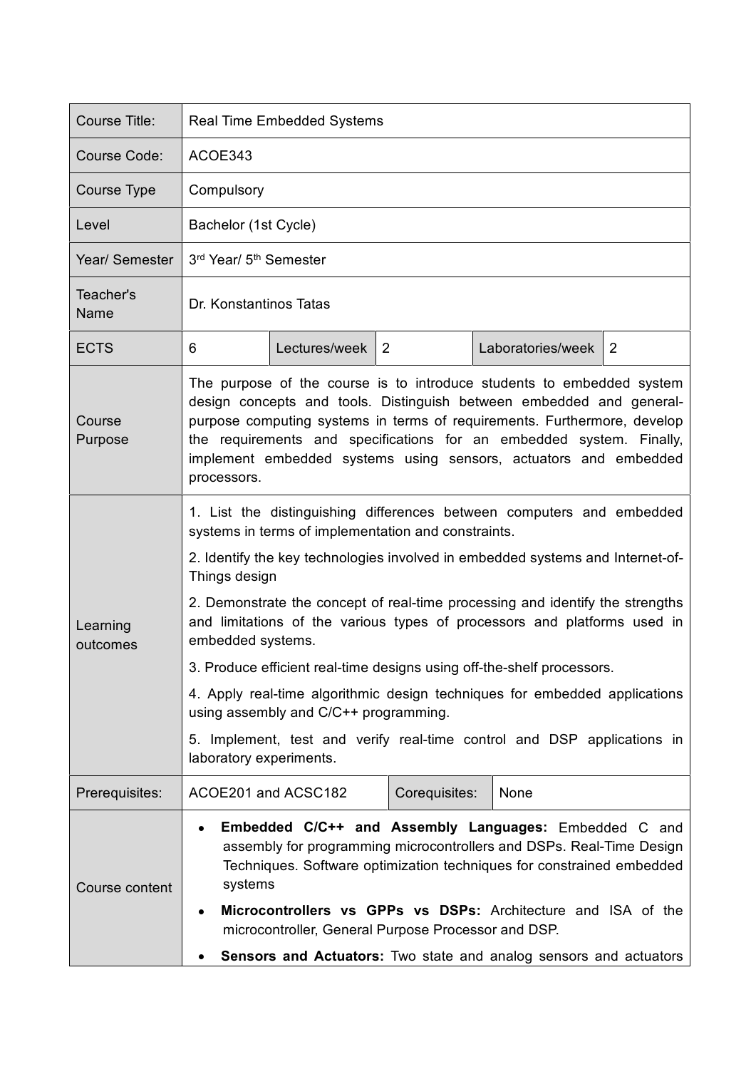| Course Title: | Real Time Embedded Systems | | | | |
|---|---|---|---|---|---|
| Course Code: | ACOE343 | | | | |
| Course Type | Compulsory | | | | |
| Level | Bachelor (1st Cycle) | | | | |
| Year/ Semester | 3rd Year/ 5th Semester | | | | |
| Teacher's Name | Dr. Konstantinos Tatas | | | | |
| ECTS | 6 | Lectures/week | 2 | Laboratories/week | 2 |
| Course Purpose | The purpose of the course is to introduce students to embedded system design concepts and tools. Distinguish between embedded and general-purpose computing systems in terms of requirements. Furthermore, develop the requirements and specifications for an embedded system. Finally, implement embedded systems using sensors, actuators and embedded processors. | | | | |
| Learning outcomes | 1. List the distinguishing differences between computers and embedded systems in terms of implementation and constraints.<br>2. Identify the key technologies involved in embedded systems and Internet-of-Things design<br>2. Demonstrate the concept of real-time processing and identify the strengths and limitations of the various types of processors and platforms used in embedded systems.<br>3. Produce efficient real-time designs using off-the-shelf processors.<br>4. Apply real-time algorithmic design techniques for embedded applications using assembly and C/C++ programming.<br>5. Implement, test and verify real-time control and DSP applications in laboratory experiments. | | | | |
| Prerequisites: | ACOE201 and ACSC182 | | Corequisites: | None | |
| Course content | • **Embedded C/C++ and Assembly Languages:** Embedded C and assembly for programming microcontrollers and DSPs. Real-Time Design Techniques. Software optimization techniques for constrained embedded systems<br>• **Microcontrollers vs GPPs vs DSPs:** Architecture and ISA of the microcontroller, General Purpose Processor and DSP.<br>• **Sensors and Actuators:** Two state and analog sensors and actuators | | | | |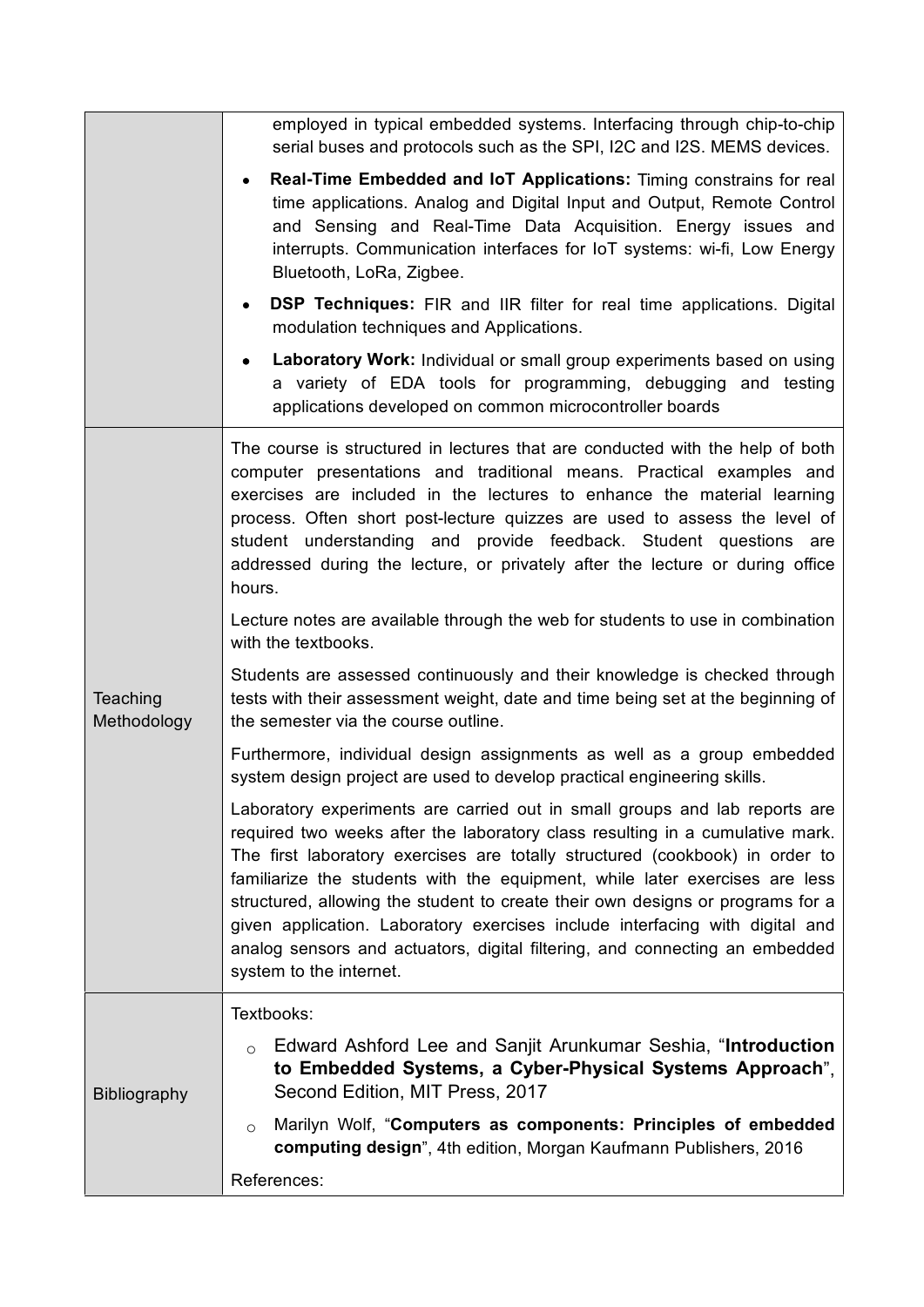| | |
|---|---|
| | employed in typical embedded systems. Interfacing through chip-to-chip serial buses and protocols such as the SPI, I2C and I2S. MEMS devices.<br>• **Real-Time Embedded and IoT Applications:** Timing constrains for real time applications. Analog and Digital Input and Output, Remote Control and Sensing and Real-Time Data Acquisition. Energy issues and interrupts. Communication interfaces for IoT systems: wi-fi, Low Energy Bluetooth, LoRa, Zigbee.<br>• **DSP Techniques:** FIR and IIR filter for real time applications. Digital modulation techniques and Applications.<br>• **Laboratory Work:** Individual or small group experiments based on using a variety of EDA tools for programming, debugging and testing applications developed on common microcontroller boards |
| Teaching Methodology | The course is structured in lectures that are conducted with the help of both computer presentations and traditional means. Practical examples and exercises are included in the lectures to enhance the material learning process. Often short post-lecture quizzes are used to assess the level of student understanding and provide feedback. Student questions are addressed during the lecture, or privately after the lecture or during office hours.<br><br>Lecture notes are available through the web for students to use in combination with the textbooks.<br><br>Students are assessed continuously and their knowledge is checked through tests with their assessment weight, date and time being set at the beginning of the semester via the course outline.<br><br>Furthermore, individual design assignments as well as a group embedded system design project are used to develop practical engineering skills.<br><br>Laboratory experiments are carried out in small groups and lab reports are required two weeks after the laboratory class resulting in a cumulative mark. The first laboratory exercises are totally structured (cookbook) in order to familiarize the students with the equipment, while later exercises are less structured, allowing the student to create their own designs or programs for a given application. Laboratory exercises include interfacing with digital and analog sensors and actuators, digital filtering, and connecting an embedded system to the internet. |
| Bibliography | Textbooks:<br>○ Edward Ashford Lee and Sanjit Arunkumar Seshia, "**Introduction to Embedded Systems, a Cyber-Physical Systems Approach**", Second Edition, MIT Press, 2017<br>○ Marilyn Wolf, "**Computers as components: Principles of embedded computing design**", 4th edition, Morgan Kaufmann Publishers, 2016<br><br>References: |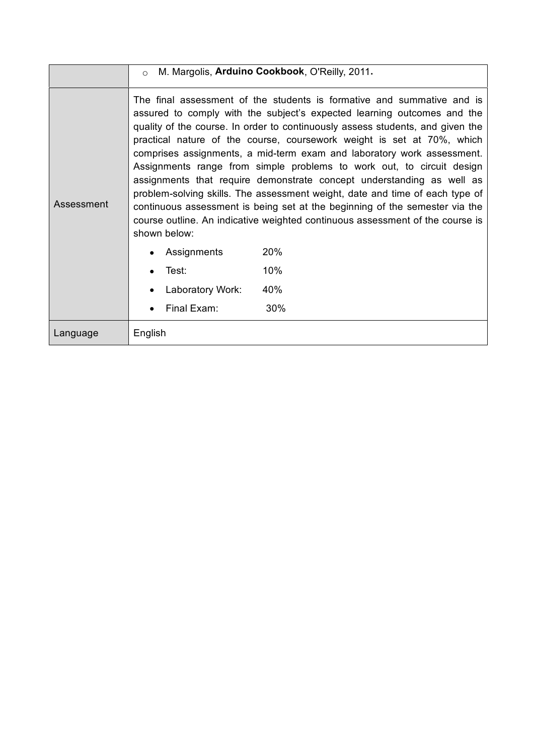| | |
|---|---|
| | ○ M. Margolis, **Arduino Cookbook**, O'Reilly, 2011**.** |
| Assessment | The final assessment of the students is formative and summative and is assured to comply with the subject's expected learning outcomes and the quality of the course. In order to continuously assess students, and given the practical nature of the course, coursework weight is set at 70%, which comprises assignments, a mid-term exam and laboratory work assessment. Assignments range from simple problems to work out, to circuit design assignments that require demonstrate concept understanding as well as problem-solving skills. The assessment weight, date and time of each type of continuous assessment is being set at the beginning of the semester via the course outline. An indicative weighted continuous assessment of the course is shown below:<br>• Assignments 20%<br>• Test: 10%<br>• Laboratory Work: 40%<br>• Final Exam: 30% |
| Language | English |